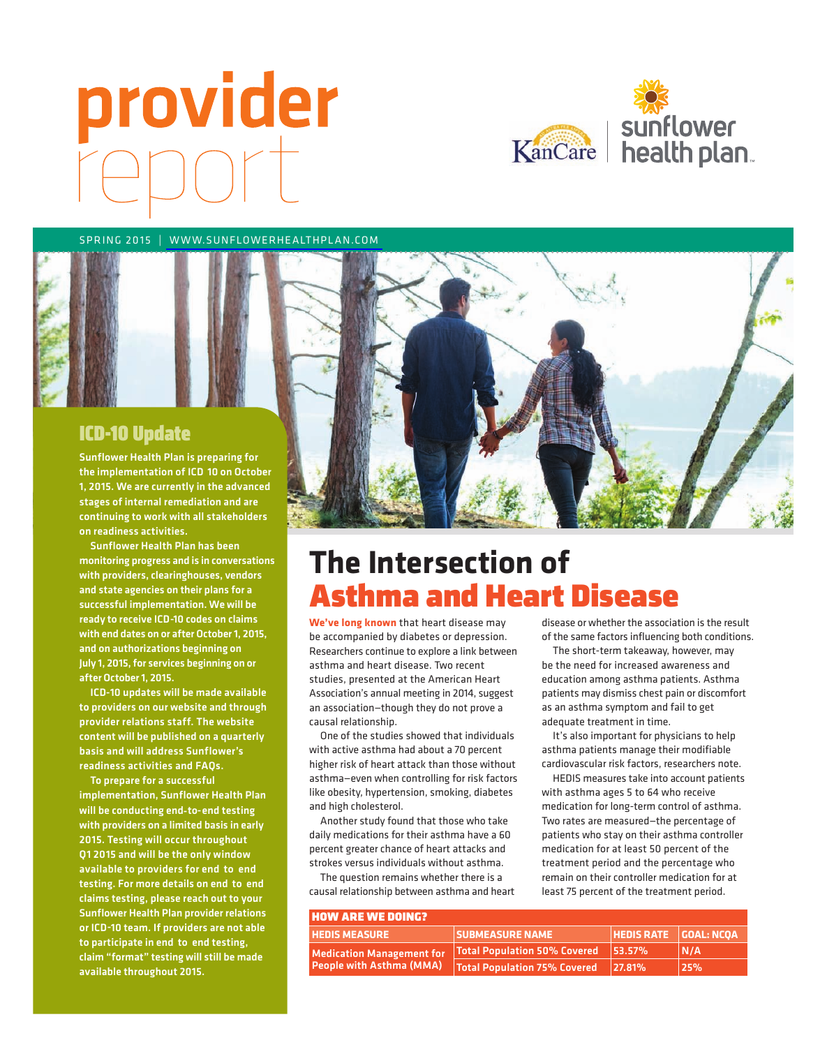# provider report

SPRING 2015 | WWW.SUNFLOWERHEALTHPLAN.COM

## ICD-10 Update

**Sunflower Health Plan is preparing for the implementation of ICD 10 on October 1, 2015. We are currently in the advanced stages of internal remediation and are continuing to work with all stakeholders on readiness activities.**

**Sunflower Health Plan has been monitoring progress and is in conversations with providers, clearinghouses, vendors and state agencies on their plans for a successful implementation. We will be ready to receive ICD-10 codes on claims with end dates on or after October 1, 2015, and on authorizations beginning on July 1, 2015, for services beginning on or after October 1, 2015.**

**ICD-10 updates will be made available to providers on our website and through provider relations staff. The website content will be published on a quarterly basis and will address Sunflower's readiness activities and FAQs.**

**To prepare for a successful implementation, Sunflower Health Plan will be conducting end-to-end testing with providers on a limited basis in early 2015. Testing will occur throughout Q1 2015 and will be the only window available to providers for end to end testing. For more details on end to end claims testing, please reach out to your Sunflower Health Plan provider relations or ICD-10 team. If providers are not able to participate in end to end testing, claim "format" testing will still be made available throughout 2015.**

# The Intersection of Asthma and Heart Disease

**We've long known** that heart disease may be accompanied by diabetes or depression. Researchers continue to explore a link between asthma and heart disease. Two recent studies, presented at the American Heart Association's annual meeting in 2014, suggest an association—though they do not prove a causal relationship.

One of the studies showed that individuals with active asthma had about a 70 percent higher risk of heart attack than those without asthma—even when controlling for risk factors like obesity, hypertension, smoking, diabetes and high cholesterol.

Another study found that those who take daily medications for their asthma have a 60 percent greater chance of heart attacks and strokes versus individuals without asthma.

The question remains whether there is a causal relationship between asthma and heart disease or whether the association is the result of the same factors influencing both conditions.

The short-term takeaway, however, may be the need for increased awareness and education among asthma patients. Asthma patients may dismiss chest pain or discomfort as an asthma symptom and fail to get adequate treatment in time.

It's also important for physicians to help asthma patients manage their modifiable cardiovascular risk factors, researchers note.

HEDIS measures take into account patients with asthma ages 5 to 64 who receive medication for long-term control of asthma. Two rates are measured—the percentage of patients who stay on their asthma controller medication for at least 50 percent of the treatment period and the percentage who remain on their controller medication for at least 75 percent of the treatment period.

**HOW ARE WE DOING?**

| HEDIS MEASURE | SUBMEASURE NAME | HEDIS RATE | GOAL: NCQA |
|---|---|---|---|
| Medication Management for People with Asthma (MMA) | Total Population 50% Covered | 53.57% | N/A |
| | Total Population 75% Covered | 27.81% | 25% |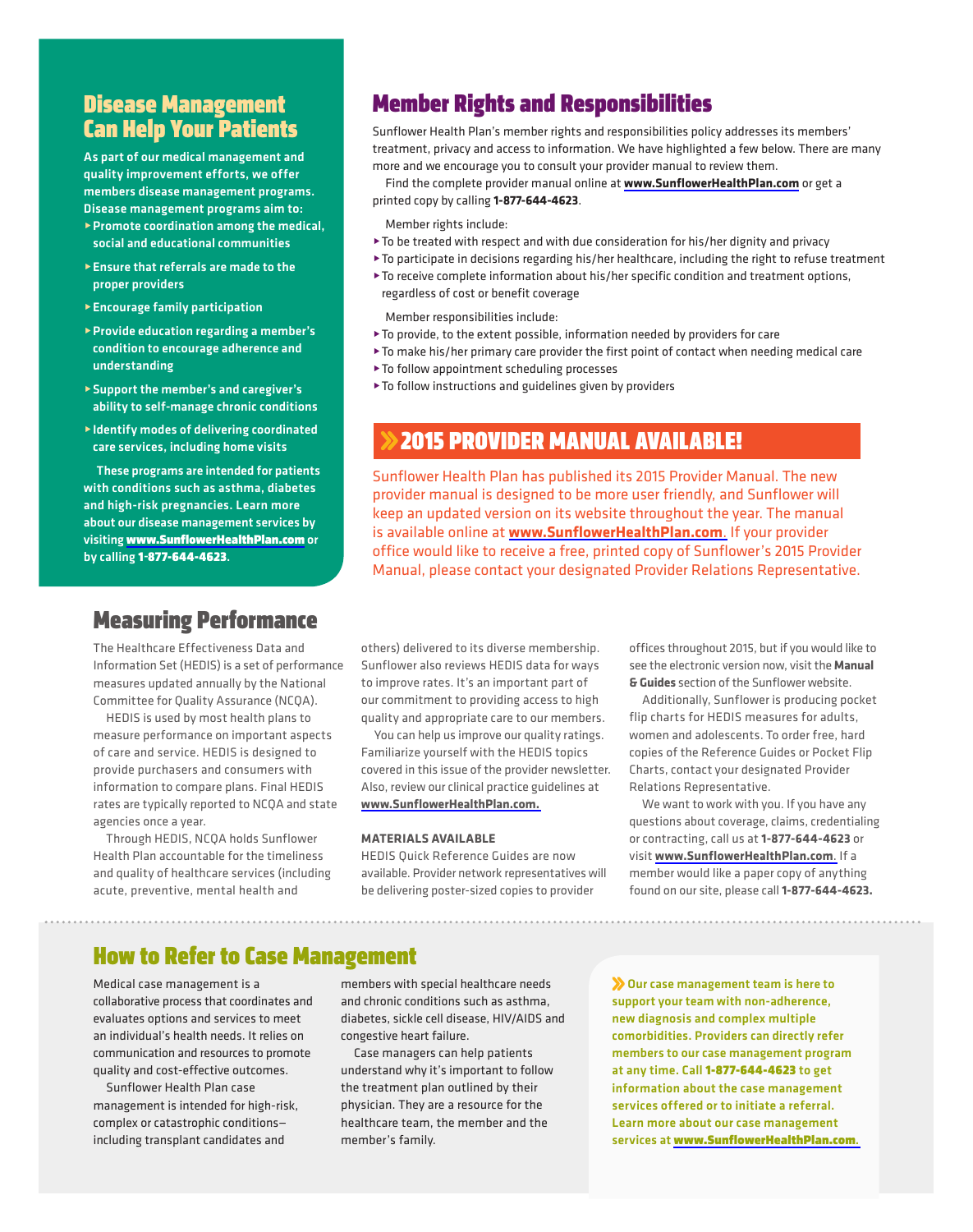## Disease Management Can Help Your Patients

**As part of our medical management and quality improvement efforts, we offer members disease management programs. Disease management programs aim to:**

- **Promote coordination among the medical, social and educational communities**
- **Ensure that referrals are made to the proper providers**
- **Encourage family participation**
- **Provide education regarding a member's condition to encourage adherence and understanding**
- **Support the member's and caregiver's ability to self-manage chronic conditions**
- **Identify modes of delivering coordinated care services, including home visits**

**These programs are intended for patients with conditions such as asthma, diabetes and high-risk pregnancies. Learn more about our disease management services by visiting www.SunflowerHealthPlan.com or by calling 1-877-644-4623.**

## Member Rights and Responsibilities

Sunflower Health Plan's member rights and responsibilities policy addresses its members' treatment, privacy and access to information. We have highlighted a few below. There are many more and we encourage you to consult your provider manual to review them.

Find the complete provider manual online at **www.SunflowerHealthPlan.com** or get a printed copy by calling **1-877-644-4623**.

Member rights include:

- To be treated with respect and with due consideration for his/her dignity and privacy
- To participate in decisions regarding his/her healthcare, including the right to refuse treatment
- To receive complete information about his/her specific condition and treatment options, regardless of cost or benefit coverage

Member responsibilities include:

- To provide, to the extent possible, information needed by providers for care
- To make his/her primary care provider the first point of contact when needing medical care
- To follow appointment scheduling processes
- To follow instructions and guidelines given by providers

## 2015 PROVIDER MANUAL AVAILABLE!

Sunflower Health Plan has published its 2015 Provider Manual. The new provider manual is designed to be more user friendly, and Sunflower will keep an updated version on its website throughout the year. The manual is available online at **www.SunflowerHealthPlan.com.** If your provider office would like to receive a free, printed copy of Sunflower's 2015 Provider Manual, please contact your designated Provider Relations Representative.

## Measuring Performance

The Healthcare Effectiveness Data and Information Set (HEDIS) is a set of performance measures updated annually by the National Committee for Quality Assurance (NCQA).

HEDIS is used by most health plans to measure performance on important aspects of care and service. HEDIS is designed to provide purchasers and consumers with information to compare plans. Final HEDIS rates are typically reported to NCQA and state agencies once a year.

Through HEDIS, NCQA holds Sunflower Health Plan accountable for the timeliness and quality of healthcare services (including acute, preventive, mental health and others) delivered to its diverse membership. Sunflower also reviews HEDIS data for ways to improve rates. It's an important part of our commitment to providing access to high quality and appropriate care to our members.

You can help us improve our quality ratings. Familiarize yourself with the HEDIS topics covered in this issue of the provider newsletter. Also, review our clinical practice guidelines at **www.SunflowerHealthPlan.com.**

**MATERIALS AVAILABLE**

HEDIS Quick Reference Guides are now available. Provider network representatives will be delivering poster-sized copies to provider offices throughout 2015, but if you would like to see the electronic version now, visit the **Manual & Guides** section of the Sunflower website.

Additionally, Sunflower is producing pocket flip charts for HEDIS measures for adults, women and adolescents. To order free, hard copies of the Reference Guides or Pocket Flip Charts, contact your designated Provider Relations Representative.

We want to work with you. If you have any questions about coverage, claims, credentialing or contracting, call us at **1-877-644-4623** or visit **www.SunflowerHealthPlan.com**. If a member would like a paper copy of anything found on our site, please call **1-877-644-4623.**

## How to Refer to Case Management

Medical case management is a collaborative process that coordinates and evaluates options and services to meet an individual's health needs. It relies on communication and resources to promote quality and cost-effective outcomes.

Sunflower Health Plan case management is intended for high-risk, complex or catastrophic conditions—including transplant candidates and members with special healthcare needs and chronic conditions such as asthma, diabetes, sickle cell disease, HIV/AIDS and congestive heart failure.

Case managers can help patients understand why it's important to follow the treatment plan outlined by their physician. They are a resource for the healthcare team, the member and the member's family.

**Our case management team is here to support your team with non-adherence, new diagnosis and complex multiple comorbidities. Providers can directly refer members to our case management program at any time. Call 1-877-644-4623 to get information about the case management services offered or to initiate a referral. Learn more about our case management services at www.SunflowerHealthPlan.com.**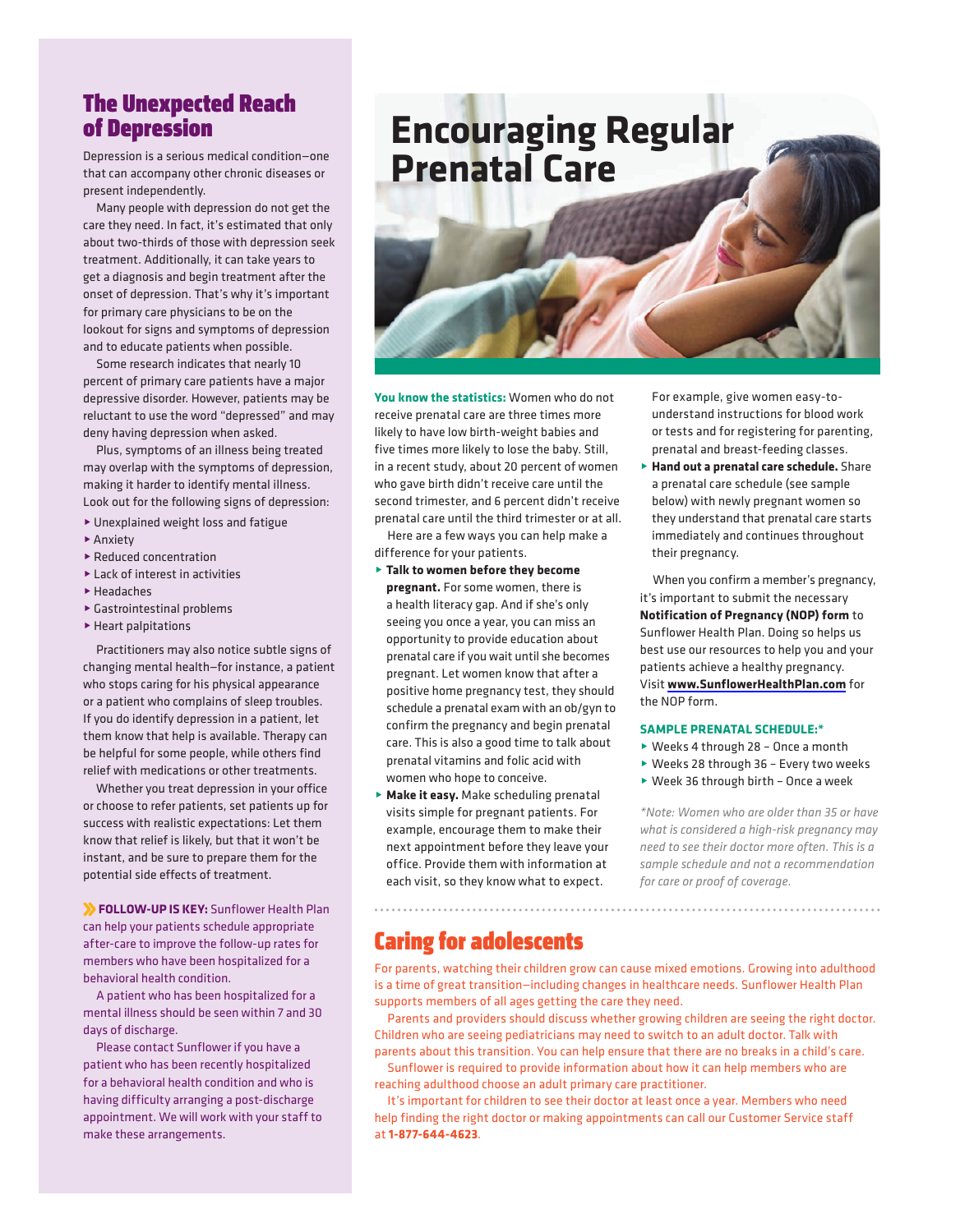## The Unexpected Reach of Depression

Depression is a serious medical condition—one that can accompany other chronic diseases or present independently.

Many people with depression do not get the care they need. In fact, it's estimated that only about two-thirds of those with depression seek treatment. Additionally, it can take years to get a diagnosis and begin treatment after the onset of depression. That's why it's important for primary care physicians to be on the lookout for signs and symptoms of depression and to educate patients when possible.

Some research indicates that nearly 10 percent of primary care patients have a major depressive disorder. However, patients may be reluctant to use the word "depressed" and may deny having depression when asked.

Plus, symptoms of an illness being treated may overlap with the symptoms of depression, making it harder to identify mental illness. Look out for the following signs of depression:

- Unexplained weight loss and fatigue
- Anxiety
- Reduced concentration
- Lack of interest in activities
- Headaches
- Gastrointestinal problems
- Heart palpitations

Practitioners may also notice subtle signs of changing mental health—for instance, a patient who stops caring for his physical appearance or a patient who complains of sleep troubles. If you do identify depression in a patient, let them know that help is available. Therapy can be helpful for some people, while others find relief with medications or other treatments.

Whether you treat depression in your office or choose to refer patients, set patients up for success with realistic expectations: Let them know that relief is likely, but that it won't be instant, and be sure to prepare them for the potential side effects of treatment.

**FOLLOW-UP IS KEY:** Sunflower Health Plan can help your patients schedule appropriate after-care to improve the follow-up rates for members who have been hospitalized for a behavioral health condition.

A patient who has been hospitalized for a mental illness should be seen within 7 and 30 days of discharge.

Please contact Sunflower if you have a patient who has been recently hospitalized for a behavioral health condition and who is having difficulty arranging a post-discharge appointment. We will work with your staff to make these arrangements.

## Encouraging Regular Prenatal Care

**You know the statistics:** Women who do not receive prenatal care are three times more likely to have low birth-weight babies and five times more likely to lose the baby. Still, in a recent study, about 20 percent of women who gave birth didn't receive care until the second trimester, and 6 percent didn't receive prenatal care until the third trimester or at all.

Here are a few ways you can help make a difference for your patients.

- **Talk to women before they become pregnant.** For some women, there is a health literacy gap. And if she's only seeing you once a year, you can miss an opportunity to provide education about prenatal care if you wait until she becomes pregnant. Let women know that after a positive home pregnancy test, they should schedule a prenatal exam with an ob/gyn to confirm the pregnancy and begin prenatal care. This is also a good time to talk about prenatal vitamins and folic acid with women who hope to conceive.
- **Make it easy.** Make scheduling prenatal visits simple for pregnant patients. For example, encourage them to make their next appointment before they leave your office. Provide them with information at each visit, so they know what to expect. For example, give women easy-to-understand instructions for blood work or tests and for registering for parenting, prenatal and breast-feeding classes.
- **Hand out a prenatal care schedule.** Share a prenatal care schedule (see sample below) with newly pregnant women so they understand that prenatal care starts immediately and continues throughout their pregnancy.

When you confirm a member's pregnancy, it's important to submit the necessary **Notification of Pregnancy (NOP) form** to Sunflower Health Plan. Doing so helps us best use our resources to help you and your patients achieve a healthy pregnancy. Visit **www.SunflowerHealthPlan.com** for the NOP form.

**SAMPLE PRENATAL SCHEDULE:***

- Weeks 4 through 28 – Once a month
- Weeks 28 through 36 – Every two weeks
- Week 36 through birth – Once a week

*\*Note: Women who are older than 35 or have what is considered a high-risk pregnancy may need to see their doctor more often. This is a sample schedule and not a recommendation for care or proof of coverage.*

## Caring for adolescents

For parents, watching their children grow can cause mixed emotions. Growing into adulthood is a time of great transition—including changes in healthcare needs. Sunflower Health Plan supports members of all ages getting the care they need.

Parents and providers should discuss whether growing children are seeing the right doctor. Children who are seeing pediatricians may need to switch to an adult doctor. Talk with parents about this transition. You can help ensure that there are no breaks in a child's care.

Sunflower is required to provide information about how it can help members who are reaching adulthood choose an adult primary care practitioner.

It's important for children to see their doctor at least once a year. Members who need help finding the right doctor or making appointments can call our Customer Service staff at **1-877-644-4623**.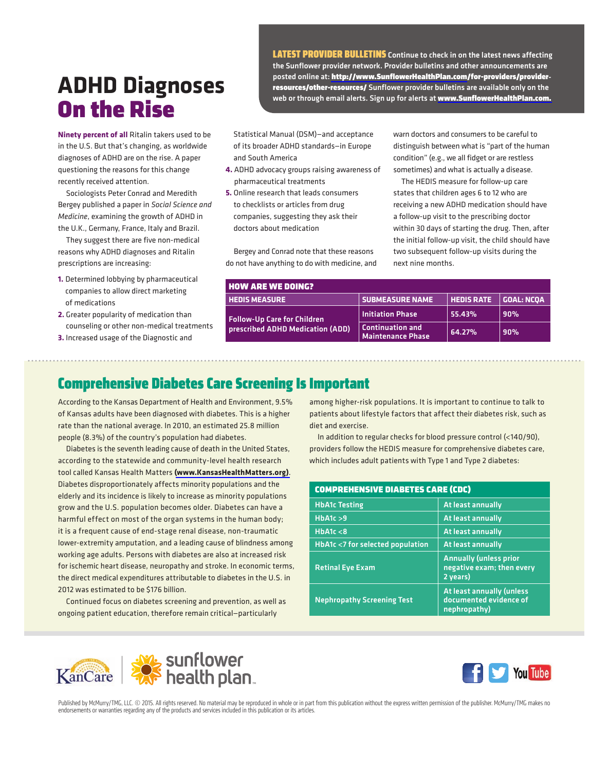**LATEST PROVIDER BULLETINS** Continue to check in on the latest news affecting the Sunflower provider network. Provider bulletins and other announcements are posted online at: **http://www.SunflowerHealthPlan.com/for-providers/provider-resources/other-resources/** Sunflower provider bulletins are available only on the web or through email alerts. Sign up for alerts at **www.SunflowerHealthPlan.com.**

# ADHD Diagnoses On the Rise

**Ninety percent of all** Ritalin takers used to be in the U.S. But that's changing, as worldwide diagnoses of ADHD are on the rise. A paper questioning the reasons for this change recently received attention.

Sociologists Peter Conrad and Meredith Bergey published a paper in *Social Science and Medicine*, examining the growth of ADHD in the U.K., Germany, France, Italy and Brazil.

They suggest there are five non-medical reasons why ADHD diagnoses and Ritalin prescriptions are increasing:

1. Determined lobbying by pharmaceutical companies to allow direct marketing of medications
2. Greater popularity of medication than counseling or other non-medical treatments
3. Increased usage of the Diagnostic and Statistical Manual (DSM)—and acceptance of its broader ADHD standards—in Europe and South America
4. ADHD advocacy groups raising awareness of pharmaceutical treatments
5. Online research that leads consumers to checklists or articles from drug companies, suggesting they ask their doctors about medication

Bergey and Conrad note that these reasons do not have anything to do with medicine, and warn doctors and consumers to be careful to distinguish between what is "part of the human condition" (e.g., we all fidget or are restless sometimes) and what is actually a disease.

The HEDIS measure for follow-up care states that children ages 6 to 12 who are receiving a new ADHD medication should have a follow-up visit to the prescribing doctor within 30 days of starting the drug. Then, after the initial follow-up visit, the child should have two subsequent follow-up visits during the next nine months.

**HOW ARE WE DOING?**

| HEDIS MEASURE | SUBMEASURE NAME | HEDIS RATE | GOAL: NCQA |
|---|---|---|---|
| Follow-Up Care for Children prescribed ADHD Medication (ADD) | Initiation Phase | 55.43% | 90% |
| | Continuation and Maintenance Phase | 64.27% | 90% |

## Comprehensive Diabetes Care Screening Is Important

According to the Kansas Department of Health and Environment, 9.5% of Kansas adults have been diagnosed with diabetes. This is a higher rate than the national average. In 2010, an estimated 25.8 million people (8.3%) of the country's population had diabetes.

Diabetes is the seventh leading cause of death in the United States, according to the statewide and community-level health research tool called Kansas Health Matters **(www.KansasHealthMatters.org)**. Diabetes disproportionately affects minority populations and the elderly and its incidence is likely to increase as minority populations grow and the U.S. population becomes older. Diabetes can have a harmful effect on most of the organ systems in the human body; it is a frequent cause of end-stage renal disease, non-traumatic lower-extremity amputation, and a leading cause of blindness among working age adults. Persons with diabetes are also at increased risk for ischemic heart disease, neuropathy and stroke. In economic terms, the direct medical expenditures attributable to diabetes in the U.S. in 2012 was estimated to be $176 billion.

Continued focus on diabetes screening and prevention, as well as ongoing patient education, therefore remain critical—particularly among higher-risk populations. It is important to continue to talk to patients about lifestyle factors that affect their diabetes risk, such as diet and exercise.

In addition to regular checks for blood pressure control (<140/90), providers follow the HEDIS measure for comprehensive diabetes care, which includes adult patients with Type 1 and Type 2 diabetes:

| COMPREHENSIVE DIABETES CARE (CDC) | |
|---|---|
| HbA1c Testing | At least annually |
| HbA1c >9 | At least annually |
| HbA1c <8 | At least annually |
| HbA1c <7 for selected population | At least annually |
| Retinal Eye Exam | Annually (unless prior negative exam; then every 2 years) |
| Nephropathy Screening Test | At least annually (unless documented evidence of nephropathy) |

KanCare | sunflower health plan

Published by McMurry/TMG, LLC. © 2015. All rights reserved. No material may be reproduced in whole or in part from this publication without the express written permission of the publisher. McMurry/TMG makes no endorsements or warranties regarding any of the products and services included in this publication or its articles.